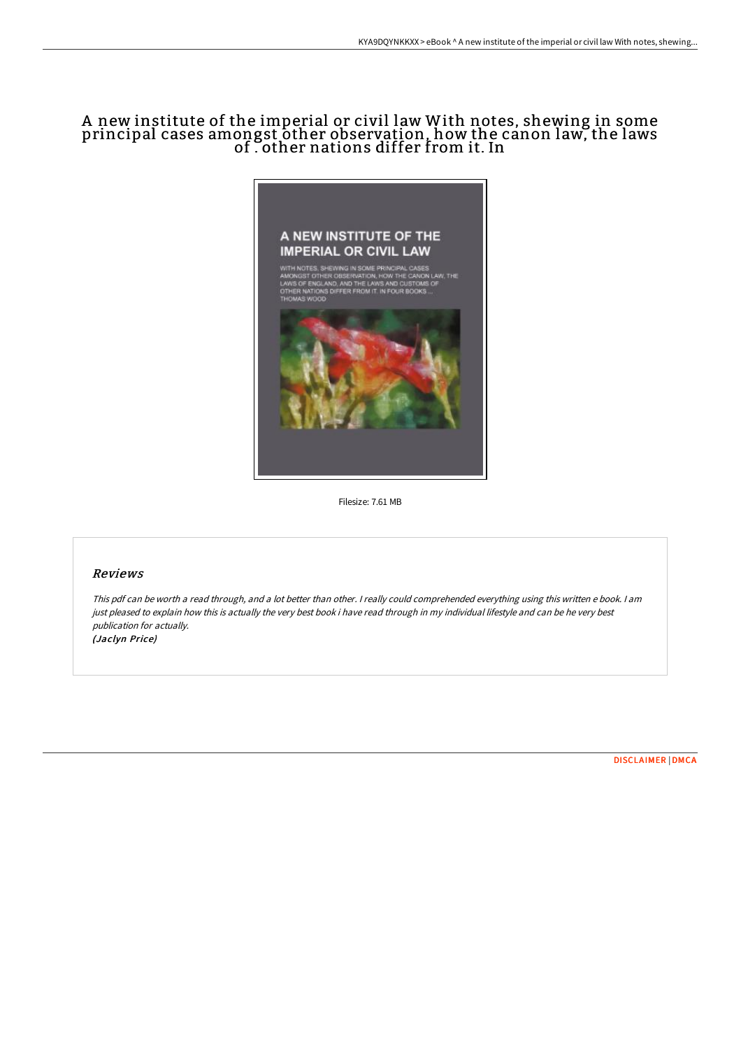# A new institute of the imperial or civil law With notes, shewing in some principal cases amongst other observation, how the canon law, the laws of . other nations differ from it. In

Filesize: 7.61 MB

## Reviews

*This pdf can be worth a read through, and a lot better than other. I really could comprehended everything using this written e book. I am just pleased to explain how this is actually the very best book i have read through in my individual lifestyle and can be he very best publication for actually.*
*(Jaclyn Price)*

DISCLAIMER | DMCA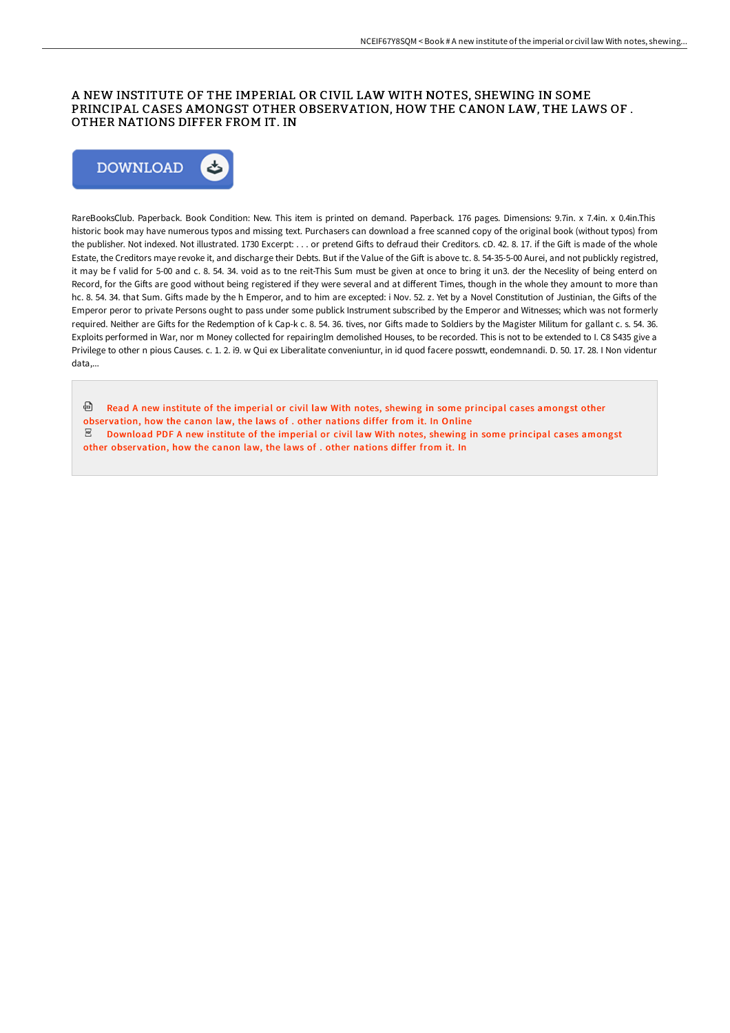# A NEW INSTITUTE OF THE IMPERIAL OR CIVIL LAW WITH NOTES, SHEWING IN SOME PRINCIPAL CASES AMONGST OTHER OBSERVATION, HOW THE CANON LAW, THE LAWS OF . OTHER NATIONS DIFFER FROM IT. IN

DOWNLOAD

RareBooksClub. Paperback. Book Condition: New. This item is printed on demand. Paperback. 176 pages. Dimensions: 9.7in. x 7.4in. x 0.4in.This historic book may have numerous typos and missing text. Purchasers can download a free scanned copy of the original book (without typos) from the publisher. Not indexed. Not illustrated. 1730 Excerpt: . . . or pretend Gifts to defraud their Creditors. cD. 42. 8. 17. if the Gift is made of the whole Estate, the Creditors maye revoke it, and discharge their Debts. But if the Value of the Gift is above tc. 8. 54-35-5-00 Aurei, and not publickly registred, it may be f valid for 5-00 and c. 8. 54. 34. void as to tne reit-This Sum must be given at once to bring it un3. der the Neceslity of being enterd on Record, for the Gifts are good without being registered if they were several and at different Times, though in the whole they amount to more than hc. 8. 54. 34. that Sum. Gifts made by the h Emperor, and to him are excepted: i Nov. 52. z. Yet by a Novel Constitution of Justinian, the Gifts of the Emperor peror to private Persons ought to pass under some publick Instrument subscribed by the Emperor and Witnesses; which was not formerly required. Neither are Gifts for the Redemption of k Cap-k c. 8. 54. 36. tives, nor Gifts made to Soldiers by the Magister Militum for gallant c. s. 54. 36. Exploits performed in War, nor m Money collected for repairinglm demolished Houses, to be recorded. This is not to be extended to I. C8 S435 give a Privilege to other n pious Causes. c. 1. 2. i9. w Qui ex Liberalitate conveniuntur, in id quod facere posswtt, eondemnandi. D. 50. 17. 28. I Non videntur data,...

Read A new institute of the imperial or civil law With notes, shewing in some principal cases amongst other observation, how the canon law, the laws of . other nations differ from it. In Online

Download PDF A new institute of the imperial or civil law With notes, shewing in some principal cases amongst other observation, how the canon law, the laws of . other nations differ from it. In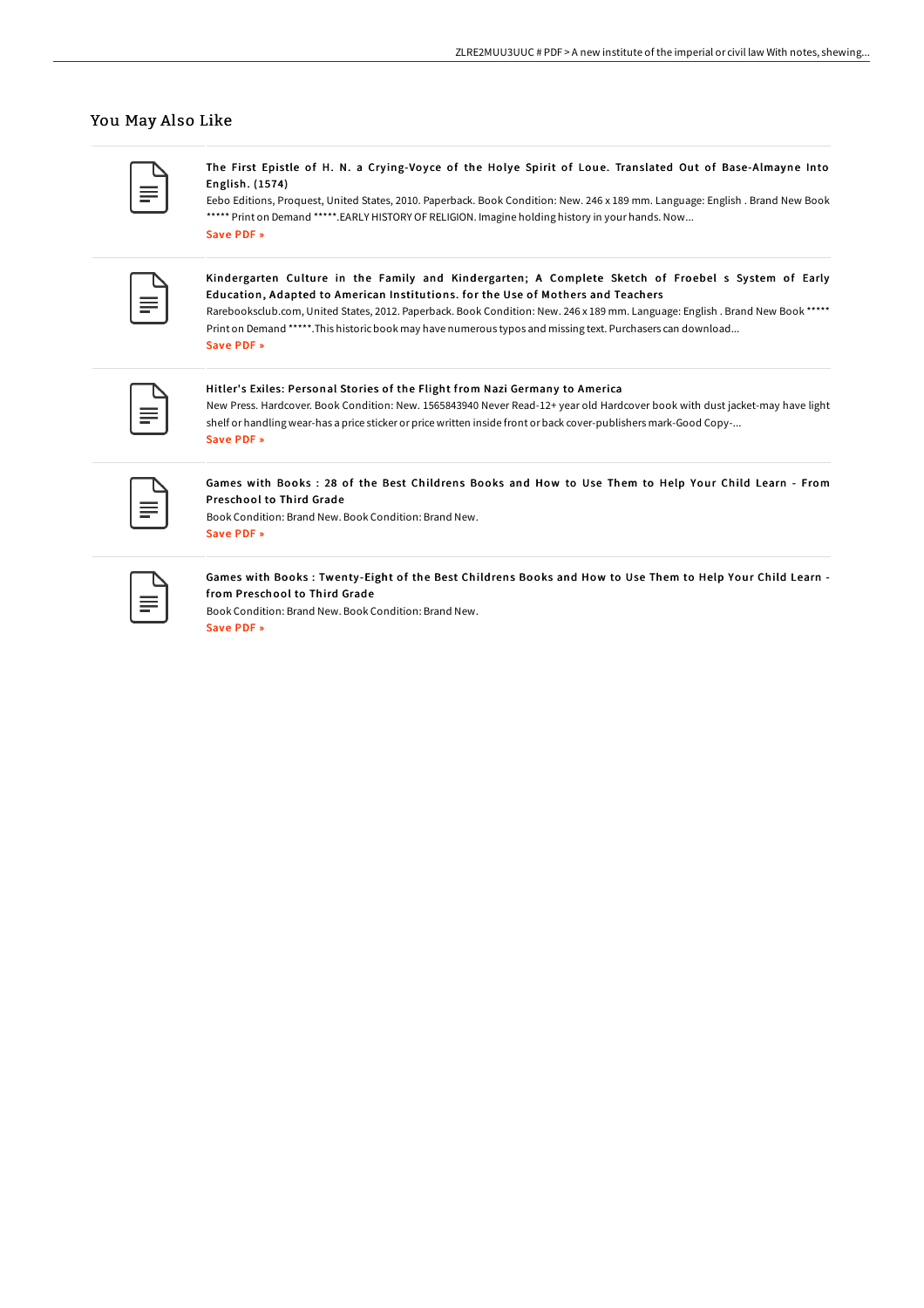## You May Also Like

**The First Epistle of H. N. a Crying-Voyce of the Holye Spirit of Loue. Translated Out of Base-Almayne Into English. (1574)**

Eebo Editions, Proquest, United States, 2010. Paperback. Book Condition: New. 246 x 189 mm. Language: English . Brand New Book ***** Print on Demand *****.EARLY HISTORY OF RELIGION. Imagine holding history in your hands. Now...

Save PDF »

**Kindergarten Culture in the Family and Kindergarten; A Complete Sketch of Froebel s System of Early Education, Adapted to American Institutions. for the Use of Mothers and Teachers**

Rarebooksclub.com, United States, 2012. Paperback. Book Condition: New. 246 x 189 mm. Language: English . Brand New Book ***** Print on Demand *****.This historic book may have numerous typos and missing text. Purchasers can download...

Save PDF »

**Hitler's Exiles: Personal Stories of the Flight from Nazi Germany to America**

New Press. Hardcover. Book Condition: New. 1565843940 Never Read-12+ year old Hardcover book with dust jacket-may have light shelf or handling wear-has a price sticker or price written inside front or back cover-publishers mark-Good Copy-...

Save PDF »

**Games with Books : 28 of the Best Childrens Books and How to Use Them to Help Your Child Learn - From Preschool to Third Grade**

Book Condition: Brand New. Book Condition: Brand New.

Save PDF »

**Games with Books : Twenty-Eight of the Best Childrens Books and How to Use Them to Help Your Child Learn - from Preschool to Third Grade**

Book Condition: Brand New. Book Condition: Brand New.

Save PDF »